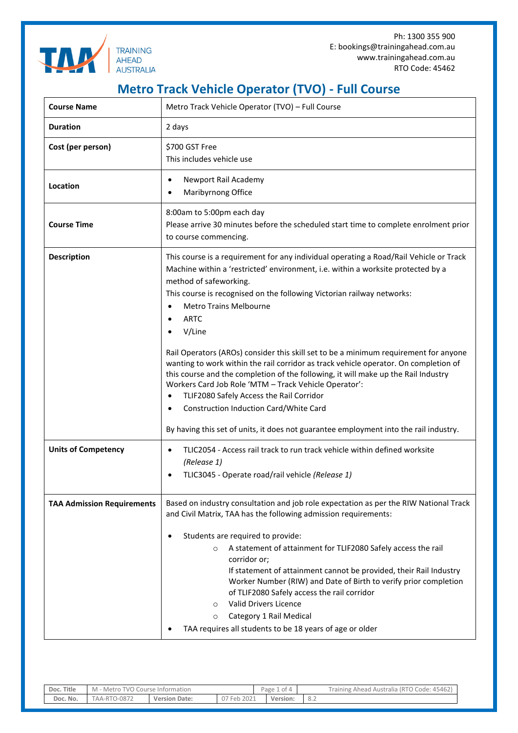Ph: 1300 355 900
E: bookings@trainingahead.com.au
www.trainingahead.com.au
RTO Code: 45462

# Metro Track Vehicle Operator (TVO) - Full Course

| | |
|---|---|
| **Course Name** | Metro Track Vehicle Operator (TVO) – Full Course |
| **Duration** | 2 days |
| **Cost (per person)** | $700 GST Free<br>This includes vehicle use |
| **Location** | • Newport Rail Academy<br>• Maribyrnong Office |
| **Course Time** | 8:00am to 5:00pm each day<br>Please arrive 30 minutes before the scheduled start time to complete enrolment prior to course commencing. |
| **Description** | This course is a requirement for any individual operating a Road/Rail Vehicle or Track Machine within a 'restricted' environment, i.e. within a worksite protected by a method of safeworking.<br>This course is recognised on the following Victorian railway networks:<br>• Metro Trains Melbourne<br>• ARTC<br>• V/Line<br><br>Rail Operators (AROs) consider this skill set to be a minimum requirement for anyone wanting to work within the rail corridor as track vehicle operator. On completion of this course and the completion of the following, it will make up the Rail Industry Workers Card Job Role 'MTM – Track Vehicle Operator':<br>• TLIF2080 Safely Access the Rail Corridor<br>• Construction Induction Card/White Card<br><br>By having this set of units, it does not guarantee employment into the rail industry. |
| **Units of Competency** | • TLIC2054 - Access rail track to run track vehicle within defined worksite *(Release 1)*<br>• TLIC3045 - Operate road/rail vehicle *(Release 1)* |
| **TAA Admission Requirements** | Based on industry consultation and job role expectation as per the RIW National Track and Civil Matrix, TAA has the following admission requirements:<br><br>• Students are required to provide:<br>&nbsp;&nbsp;&nbsp;&nbsp;○ A statement of attainment for TLIF2080 Safely access the rail corridor or;<br>&nbsp;&nbsp;&nbsp;&nbsp;&nbsp;&nbsp;&nbsp;If statement of attainment cannot be provided, their Rail Industry Worker Number (RIW) and Date of Birth to verify prior completion of TLIF2080 Safely access the rail corridor<br>&nbsp;&nbsp;&nbsp;&nbsp;○ Valid Drivers Licence<br>&nbsp;&nbsp;&nbsp;&nbsp;○ Category 1 Rail Medical<br>• TAA requires all students to be 18 years of age or older |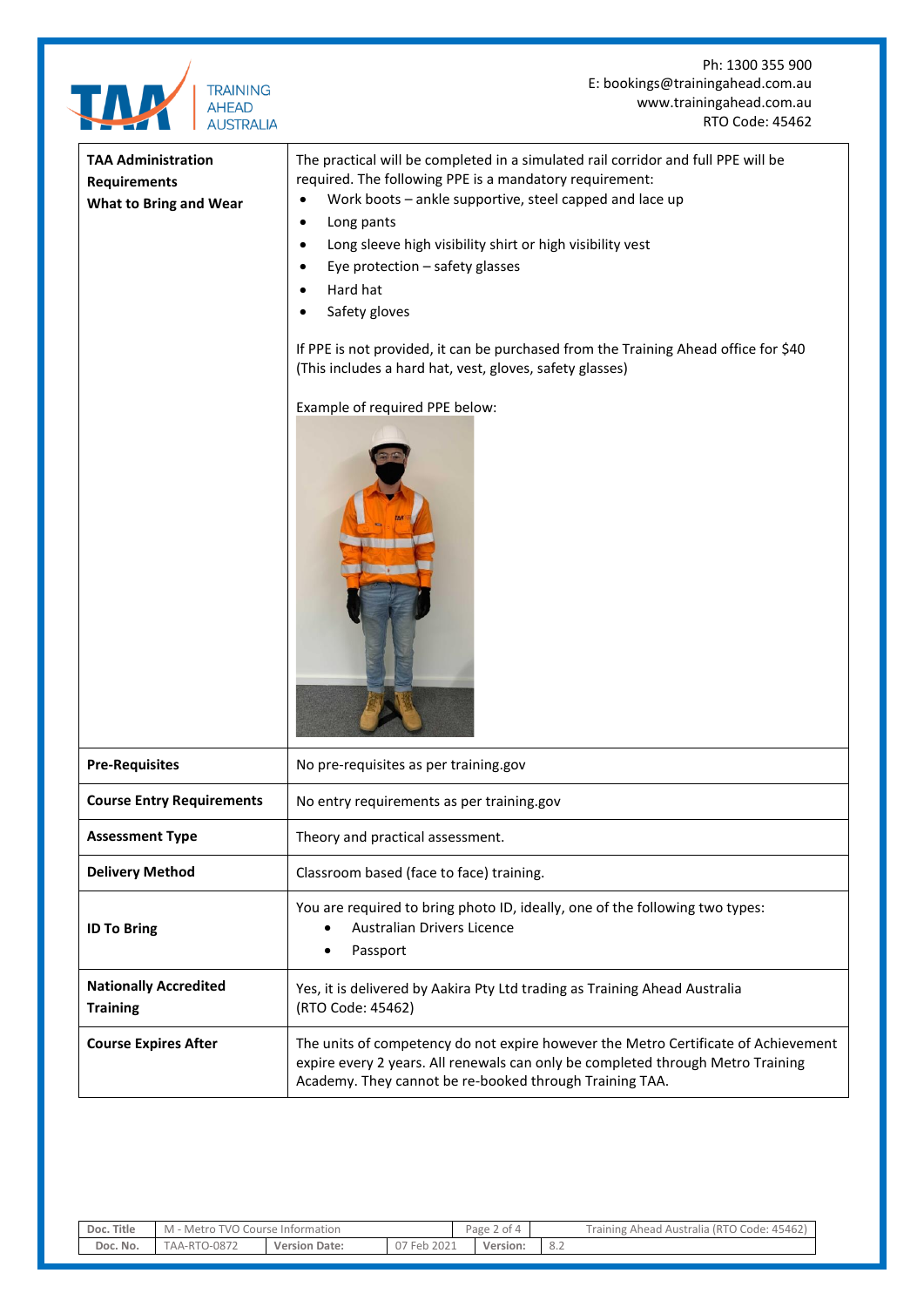| | |
|---|---|
| **TAA Administration Requirements What to Bring and Wear** | The practical will be completed in a simulated rail corridor and full PPE will be required. The following PPE is a mandatory requirement:<br>• Work boots – ankle supportive, steel capped and lace up<br>• Long pants<br>• Long sleeve high visibility shirt or high visibility vest<br>• Eye protection – safety glasses<br>• Hard hat<br>• Safety gloves<br><br>If PPE is not provided, it can be purchased from the Training Ahead office for $40 (This includes a hard hat, vest, gloves, safety glasses)<br><br>Example of required PPE below: |
| **Pre-Requisites** | No pre-requisites as per training.gov |
| **Course Entry Requirements** | No entry requirements as per training.gov |
| **Assessment Type** | Theory and practical assessment. |
| **Delivery Method** | Classroom based (face to face) training. |
| **ID To Bring** | You are required to bring photo ID, ideally, one of the following two types:<br>• Australian Drivers Licence<br>• Passport |
| **Nationally Accredited Training** | Yes, it is delivered by Aakira Pty Ltd trading as Training Ahead Australia (RTO Code: 45462) |
| **Course Expires After** | The units of competency do not expire however the Metro Certificate of Achievement expire every 2 years. All renewals can only be completed through Metro Training Academy. They cannot be re-booked through Training TAA. |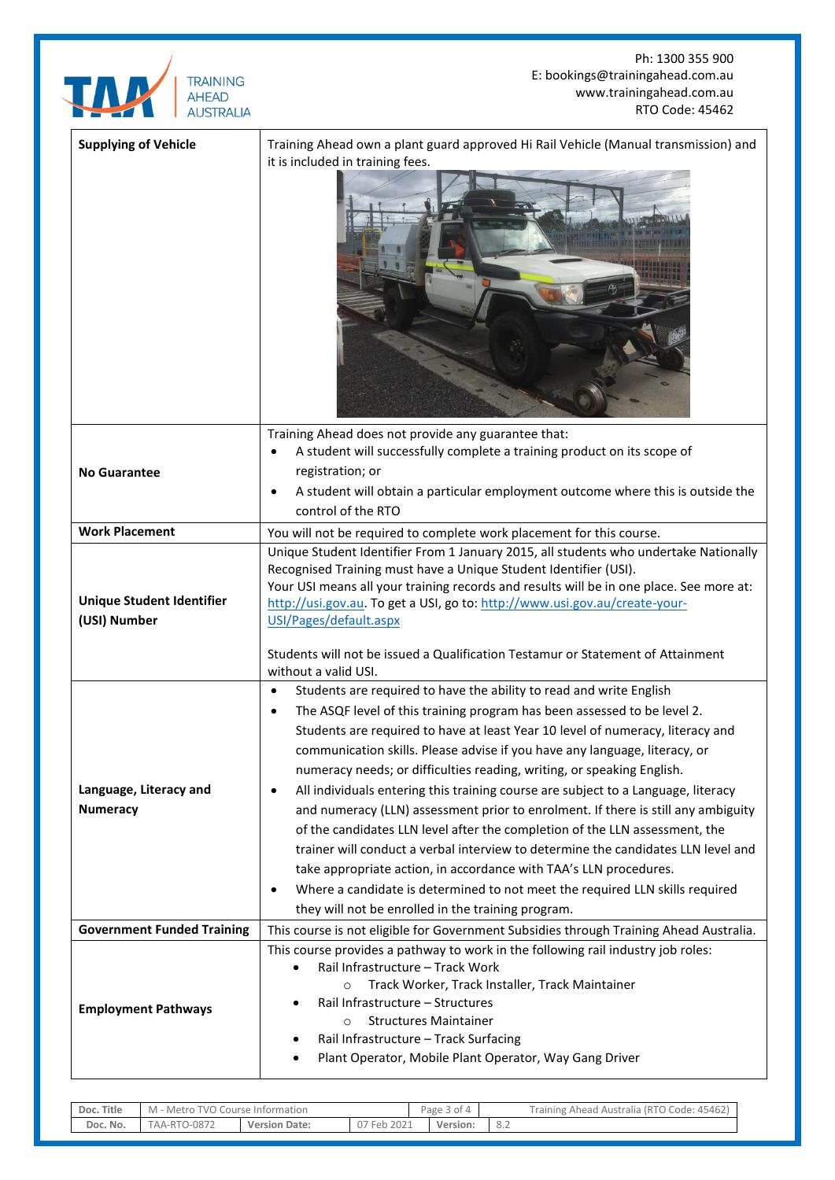| | |
|---|---|
| **Supplying of Vehicle** | Training Ahead own a plant guard approved Hi Rail Vehicle (Manual transmission) and it is included in training fees. |
| **No Guarantee** | Training Ahead does not provide any guarantee that:<br>• A student will successfully complete a training product on its scope of registration; or<br>• A student will obtain a particular employment outcome where this is outside the control of the RTO |
| **Work Placement** | You will not be required to complete work placement for this course. |
| **Unique Student Identifier (USI) Number** | Unique Student Identifier From 1 January 2015, all students who undertake Nationally Recognised Training must have a Unique Student Identifier (USI).<br>Your USI means all your training records and results will be in one place. See more at: http://usi.gov.au. To get a USI, go to: http://www.usi.gov.au/create-your-USI/Pages/default.aspx<br><br>Students will not be issued a Qualification Testamur or Statement of Attainment without a valid USI. |
| **Language, Literacy and Numeracy** | • Students are required to have the ability to read and write English<br>• The ASQF level of this training program has been assessed to be level 2. Students are required to have at least Year 10 level of numeracy, literacy and communication skills. Please advise if you have any language, literacy, or numeracy needs; or difficulties reading, writing, or speaking English.<br>• All individuals entering this training course are subject to a Language, literacy and numeracy (LLN) assessment prior to enrolment. If there is still any ambiguity of the candidates LLN level after the completion of the LLN assessment, the trainer will conduct a verbal interview to determine the candidates LLN level and take appropriate action, in accordance with TAA's LLN procedures.<br>• Where a candidate is determined to not meet the required LLN skills required they will not be enrolled in the training program. |
| **Government Funded Training** | This course is not eligible for Government Subsidies through Training Ahead Australia. |
| **Employment Pathways** | This course provides a pathway to work in the following rail industry job roles:<br>• Rail Infrastructure – Track Work<br>&nbsp;&nbsp;&nbsp;&nbsp;○ Track Worker, Track Installer, Track Maintainer<br>• Rail Infrastructure – Structures<br>&nbsp;&nbsp;&nbsp;&nbsp;○ Structures Maintainer<br>• Rail Infrastructure – Track Surfacing<br>• Plant Operator, Mobile Plant Operator, Way Gang Driver |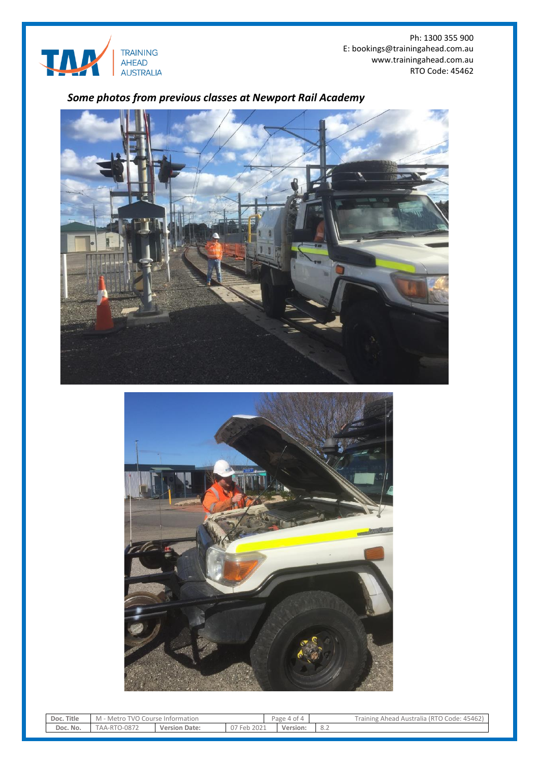*Some photos from previous classes at Newport Rail Academy*